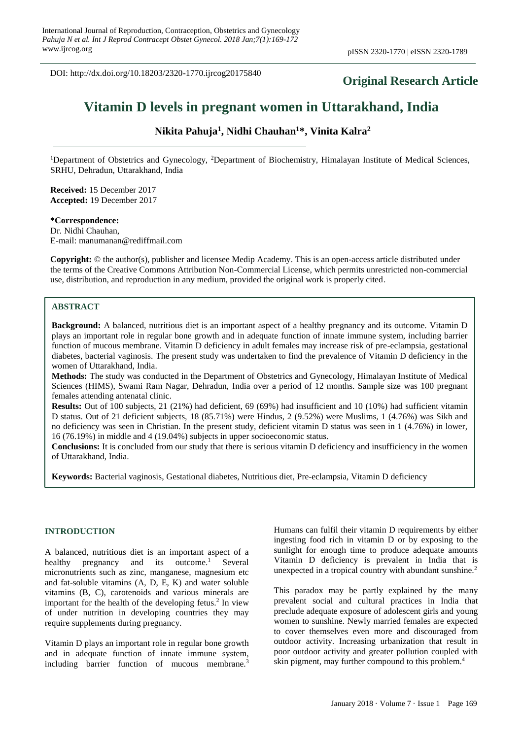DOI: http://dx.doi.org/10.18203/2320-1770.ijrcog20175840

**Original Research Article**

# Vitamin D levels in pregnant women in Uttarakhand, India

**Nikita Pahuja[1], Nidhi Chauhan[1]*, Vinita Kalra[2]**

[1]Department of Obstetrics and Gynecology, [2]Department of Biochemistry, Himalayan Institute of Medical Sciences, SRHU, Dehradun, Uttarakhand, India

**Received:** 15 December 2017
**Accepted:** 19 December 2017

**\*Correspondence:**
Dr. Nidhi Chauhan,
E-mail: manumanan@rediffmail.com

**Copyright:** © the author(s), publisher and licensee Medip Academy. This is an open-access article distributed under the terms of the Creative Commons Attribution Non-Commercial License, which permits unrestricted non-commercial use, distribution, and reproduction in any medium, provided the original work is properly cited.

## ABSTRACT

**Background:** A balanced, nutritious diet is an important aspect of a healthy pregnancy and its outcome. Vitamin D plays an important role in regular bone growth and in adequate function of innate immune system, including barrier function of mucous membrane. Vitamin D deficiency in adult females may increase risk of pre-eclampsia, gestational diabetes, bacterial vaginosis. The present study was undertaken to find the prevalence of Vitamin D deficiency in the women of Uttarakhand, India.

**Methods:** The study was conducted in the Department of Obstetrics and Gynecology, Himalayan Institute of Medical Sciences (HIMS), Swami Ram Nagar, Dehradun, India over a period of 12 months. Sample size was 100 pregnant females attending antenatal clinic.

**Results:** Out of 100 subjects, 21 (21%) had deficient, 69 (69%) had insufficient and 10 (10%) had sufficient vitamin D status. Out of 21 deficient subjects, 18 (85.71%) were Hindus, 2 (9.52%) were Muslims, 1 (4.76%) was Sikh and no deficiency was seen in Christian. In the present study, deficient vitamin D status was seen in 1 (4.76%) in lower, 16 (76.19%) in middle and 4 (19.04%) subjects in upper socioeconomic status.

**Conclusions:** It is concluded from our study that there is serious vitamin D deficiency and insufficiency in the women of Uttarakhand, India.

**Keywords:** Bacterial vaginosis, Gestational diabetes, Nutritious diet, Pre-eclampsia, Vitamin D deficiency

## INTRODUCTION

A balanced, nutritious diet is an important aspect of a healthy pregnancy and its outcome.[1] Several micronutrients such as zinc, manganese, magnesium etc and fat-soluble vitamins (A, D, E, K) and water soluble vitamins (B, C), carotenoids and various minerals are important for the health of the developing fetus.[2] In view of under nutrition in developing countries they may require supplements during pregnancy.

Vitamin D plays an important role in regular bone growth and in adequate function of innate immune system, including barrier function of mucous membrane.[3] Humans can fulfil their vitamin D requirements by either ingesting food rich in vitamin D or by exposing to the sunlight for enough time to produce adequate amounts Vitamin D deficiency is prevalent in India that is unexpected in a tropical country with abundant sunshine.[2]

This paradox may be partly explained by the many prevalent social and cultural practices in India that preclude adequate exposure of adolescent girls and young women to sunshine. Newly married females are expected to cover themselves even more and discouraged from outdoor activity. Increasing urbanization that result in poor outdoor activity and greater pollution coupled with skin pigment, may further compound to this problem.[4]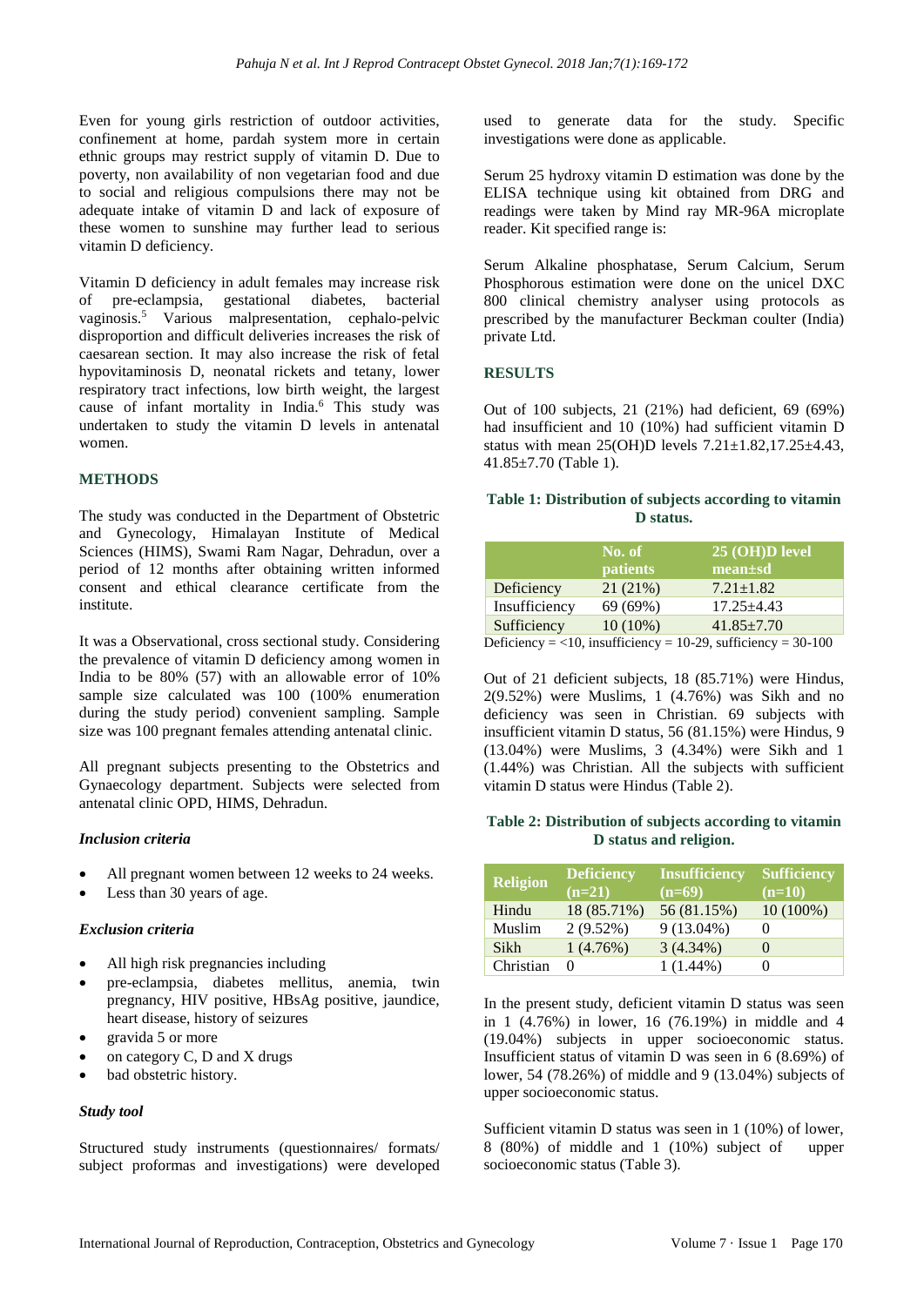Even for young girls restriction of outdoor activities, confinement at home, pardah system more in certain ethnic groups may restrict supply of vitamin D. Due to poverty, non availability of non vegetarian food and due to social and religious compulsions there may not be adequate intake of vitamin D and lack of exposure of these women to sunshine may further lead to serious vitamin D deficiency.

Vitamin D deficiency in adult females may increase risk of pre-eclampsia, gestational diabetes, bacterial vaginosis.[5] Various malpresentation, cephalo-pelvic disproportion and difficult deliveries increases the risk of caesarean section. It may also increase the risk of fetal hypovitaminosis D, neonatal rickets and tetany, lower respiratory tract infections, low birth weight, the largest cause of infant mortality in India.[6] This study was undertaken to study the vitamin D levels in antenatal women.

## METHODS

The study was conducted in the Department of Obstetric and Gynecology, Himalayan Institute of Medical Sciences (HIMS), Swami Ram Nagar, Dehradun, over a period of 12 months after obtaining written informed consent and ethical clearance certificate from the institute.

It was a Observational, cross sectional study. Considering the prevalence of vitamin D deficiency among women in India to be 80% (57) with an allowable error of 10% sample size calculated was 100 (100% enumeration during the study period) convenient sampling. Sample size was 100 pregnant females attending antenatal clinic.

All pregnant subjects presenting to the Obstetrics and Gynaecology department. Subjects were selected from antenatal clinic OPD, HIMS, Dehradun.

### *Inclusion criteria*

- All pregnant women between 12 weeks to 24 weeks.
- Less than 30 years of age.

### *Exclusion criteria*

- All high risk pregnancies including
- pre-eclampsia, diabetes mellitus, anemia, twin pregnancy, HIV positive, HBsAg positive, jaundice, heart disease, history of seizures
- gravida 5 or more
- on category C, D and X drugs
- bad obstetric history.

### *Study tool*

Structured study instruments (questionnaires/ formats/ subject proformas and investigations) were developed used to generate data for the study. Specific investigations were done as applicable.

Serum 25 hydroxy vitamin D estimation was done by the ELISA technique using kit obtained from DRG and readings were taken by Mind ray MR-96A microplate reader. Kit specified range is:

Serum Alkaline phosphatase, Serum Calcium, Serum Phosphorous estimation were done on the unicel DXC 800 clinical chemistry analyser using protocols as prescribed by the manufacturer Beckman coulter (India) private Ltd.

## RESULTS

Out of 100 subjects, 21 (21%) had deficient, 69 (69%) had insufficient and 10 (10%) had sufficient vitamin D status with mean 25(OH)D levels 7.21±1.82,17.25±4.43, 41.85±7.70 (Table 1).

**Table 1: Distribution of subjects according to vitamin D status.**

| | No. of patients | 25 (OH)D level mean±sd |
|---|---|---|
| Deficiency | 21 (21%) | 7.21±1.82 |
| Insufficiency | 69 (69%) | 17.25±4.43 |
| Sufficiency | 10 (10%) | 41.85±7.70 |

Deficiency = <10, insufficiency = 10-29, sufficiency = 30-100

Out of 21 deficient subjects, 18 (85.71%) were Hindus, 2(9.52%) were Muslims, 1 (4.76%) was Sikh and no deficiency was seen in Christian. 69 subjects with insufficient vitamin D status, 56 (81.15%) were Hindus, 9 (13.04%) were Muslims, 3 (4.34%) were Sikh and 1 (1.44%) was Christian. All the subjects with sufficient vitamin D status were Hindus (Table 2).

**Table 2: Distribution of subjects according to vitamin D status and religion.**

| Religion | Deficiency (n=21) | Insufficiency (n=69) | Sufficiency (n=10) |
|---|---|---|---|
| Hindu | 18 (85.71%) | 56 (81.15%) | 10 (100%) |
| Muslim | 2 (9.52%) | 9 (13.04%) | 0 |
| Sikh | 1 (4.76%) | 3 (4.34%) | 0 |
| Christian | 0 | 1 (1.44%) | 0 |

In the present study, deficient vitamin D status was seen in 1 (4.76%) in lower, 16 (76.19%) in middle and 4 (19.04%) subjects in upper socioeconomic status. Insufficient status of vitamin D was seen in 6 (8.69%) of lower, 54 (78.26%) of middle and 9 (13.04%) subjects of upper socioeconomic status.

Sufficient vitamin D status was seen in 1 (10%) of lower, 8 (80%) of middle and 1 (10%) subject of upper socioeconomic status (Table 3).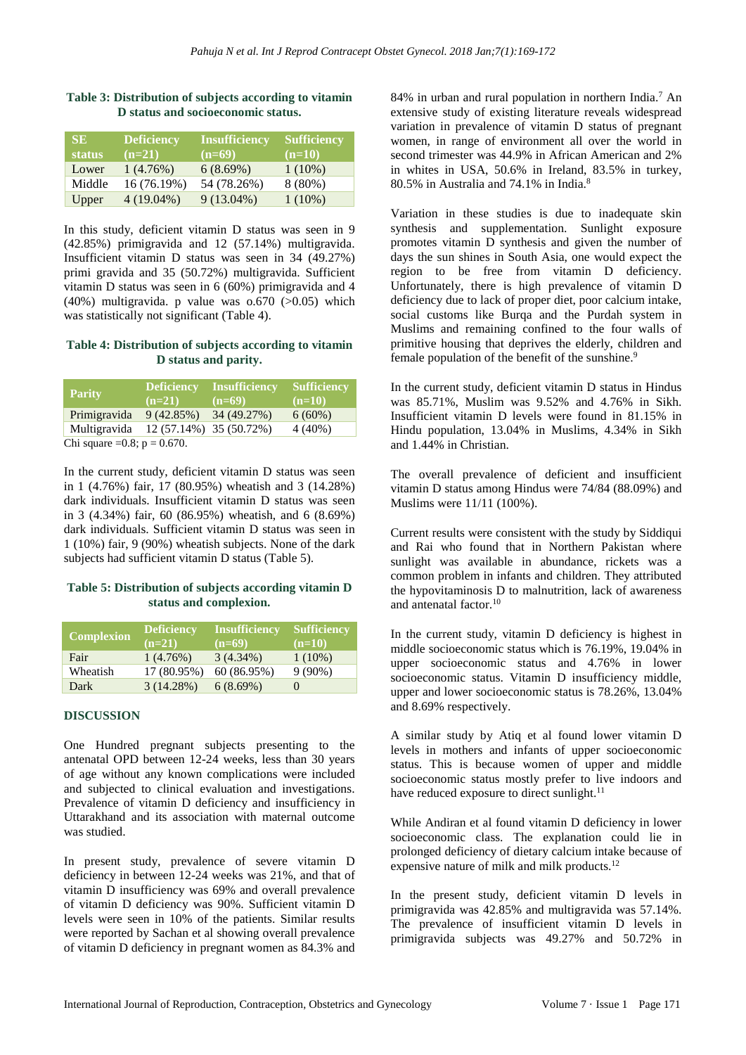**Table 3: Distribution of subjects according to vitamin D status and socioeconomic status.**

| SE status | Deficiency (n=21) | Insufficiency (n=69) | Sufficiency (n=10) |
|---|---|---|---|
| Lower | 1 (4.76%) | 6 (8.69%) | 1 (10%) |
| Middle | 16 (76.19%) | 54 (78.26%) | 8 (80%) |
| Upper | 4 (19.04%) | 9 (13.04%) | 1 (10%) |

In this study, deficient vitamin D status was seen in 9 (42.85%) primigravida and 12 (57.14%) multigravida. Insufficient vitamin D status was seen in 34 (49.27%) primi gravida and 35 (50.72%) multigravida. Sufficient vitamin D status was seen in 6 (60%) primigravida and 4 (40%) multigravida. p value was o.670 (>0.05) which was statistically not significant (Table 4).

**Table 4: Distribution of subjects according to vitamin D status and parity.**

| Parity | Deficiency (n=21) | Insufficiency (n=69) | Sufficiency (n=10) |
|---|---|---|---|
| Primigravida | 9 (42.85%) | 34 (49.27%) | 6 (60%) |
| Multigravida | 12 (57.14%) | 35 (50.72%) | 4 (40%) |

Chi square =0.8; p = 0.670.

In the current study, deficient vitamin D status was seen in 1 (4.76%) fair, 17 (80.95%) wheatish and 3 (14.28%) dark individuals. Insufficient vitamin D status was seen in 3 (4.34%) fair, 60 (86.95%) wheatish, and 6 (8.69%) dark individuals. Sufficient vitamin D status was seen in 1 (10%) fair, 9 (90%) wheatish subjects. None of the dark subjects had sufficient vitamin D status (Table 5).

**Table 5: Distribution of subjects according vitamin D status and complexion.**

| Complexion | Deficiency (n=21) | Insufficiency (n=69) | Sufficiency (n=10) |
|---|---|---|---|
| Fair | 1 (4.76%) | 3 (4.34%) | 1 (10%) |
| Wheatish | 17 (80.95%) | 60 (86.95%) | 9 (90%) |
| Dark | 3 (14.28%) | 6 (8.69%) | 0 |

## DISCUSSION

One Hundred pregnant subjects presenting to the antenatal OPD between 12-24 weeks, less than 30 years of age without any known complications were included and subjected to clinical evaluation and investigations. Prevalence of vitamin D deficiency and insufficiency in Uttarakhand and its association with maternal outcome was studied.

In present study, prevalence of severe vitamin D deficiency in between 12-24 weeks was 21%, and that of vitamin D insufficiency was 69% and overall prevalence of vitamin D deficiency was 90%. Sufficient vitamin D levels were seen in 10% of the patients. Similar results were reported by Sachan et al showing overall prevalence of vitamin D deficiency in pregnant women as 84.3% and 84% in urban and rural population in northern India.[7] An extensive study of existing literature reveals widespread variation in prevalence of vitamin D status of pregnant women, in range of environment all over the world in second trimester was 44.9% in African American and 2% in whites in USA, 50.6% in Ireland, 83.5% in turkey, 80.5% in Australia and 74.1% in India.[8]

Variation in these studies is due to inadequate skin synthesis and supplementation. Sunlight exposure promotes vitamin D synthesis and given the number of days the sun shines in South Asia, one would expect the region to be free from vitamin D deficiency. Unfortunately, there is high prevalence of vitamin D deficiency due to lack of proper diet, poor calcium intake, social customs like Burqa and the Purdah system in Muslims and remaining confined to the four walls of primitive housing that deprives the elderly, children and female population of the benefit of the sunshine.[9]

In the current study, deficient vitamin D status in Hindus was 85.71%, Muslim was 9.52% and 4.76% in Sikh. Insufficient vitamin D levels were found in 81.15% in Hindu population, 13.04% in Muslims, 4.34% in Sikh and 1.44% in Christian.

The overall prevalence of deficient and insufficient vitamin D status among Hindus were 74/84 (88.09%) and Muslims were 11/11 (100%).

Current results were consistent with the study by Siddiqui and Rai who found that in Northern Pakistan where sunlight was available in abundance, rickets was a common problem in infants and children. They attributed the hypovitaminosis D to malnutrition, lack of awareness and antenatal factor.[10]

In the current study, vitamin D deficiency is highest in middle socioeconomic status which is 76.19%, 19.04% in upper socioeconomic status and 4.76% in lower socioeconomic status. Vitamin D insufficiency middle, upper and lower socioeconomic status is 78.26%, 13.04% and 8.69% respectively.

A similar study by Atiq et al found lower vitamin D levels in mothers and infants of upper socioeconomic status. This is because women of upper and middle socioeconomic status mostly prefer to live indoors and have reduced exposure to direct sunlight.[11]

While Andiran et al found vitamin D deficiency in lower socioeconomic class. The explanation could lie in prolonged deficiency of dietary calcium intake because of expensive nature of milk and milk products.[12]

In the present study, deficient vitamin D levels in primigravida was 42.85% and multigravida was 57.14%. The prevalence of insufficient vitamin D levels in primigravida subjects was 49.27% and 50.72% in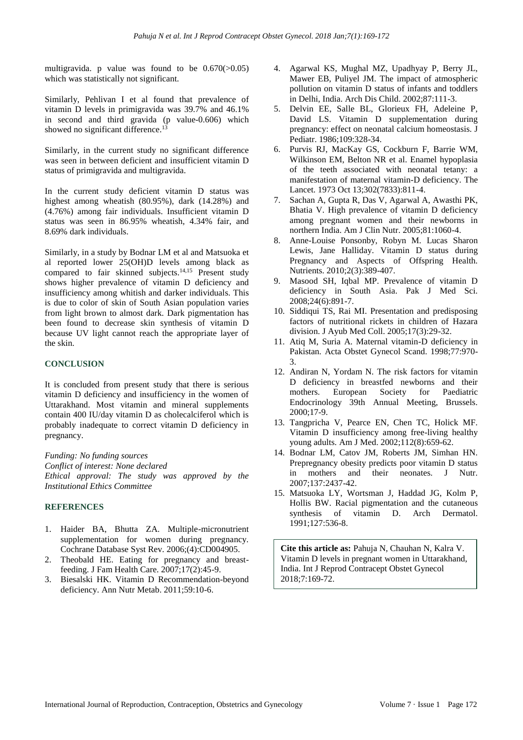multigravida. p value was found to be 0.670(>0.05) which was statistically not significant.

Similarly, Pehlivan I et al found that prevalence of vitamin D levels in primigravida was 39.7% and 46.1% in second and third gravida (p value-0.606) which showed no significant difference.[13]

Similarly, in the current study no significant difference was seen in between deficient and insufficient vitamin D status of primigravida and multigravida.

In the current study deficient vitamin D status was highest among wheatish (80.95%), dark (14.28%) and (4.76%) among fair individuals. Insufficient vitamin D status was seen in 86.95% wheatish, 4.34% fair, and 8.69% dark individuals.

Similarly, in a study by Bodnar LM et al and Matsuoka et al reported lower 25(OH)D levels among black as compared to fair skinned subjects.[14,15] Present study shows higher prevalence of vitamin D deficiency and insufficiency among whitish and darker individuals. This is due to color of skin of South Asian population varies from light brown to almost dark. Dark pigmentation has been found to decrease skin synthesis of vitamin D because UV light cannot reach the appropriate layer of the skin.

## CONCLUSION

It is concluded from present study that there is serious vitamin D deficiency and insufficiency in the women of Uttarakhand. Most vitamin and mineral supplements contain 400 IU/day vitamin D as cholecalciferol which is probably inadequate to correct vitamin D deficiency in pregnancy.

*Funding: No funding sources*
*Conflict of interest: None declared*
*Ethical approval: The study was approved by the Institutional Ethics Committee*

## REFERENCES

1. Haider BA, Bhutta ZA. Multiple-micronutrient supplementation for women during pregnancy. Cochrane Database Syst Rev. 2006;(4):CD004905.
2. Theobald HE. Eating for pregnancy and breast-feeding. J Fam Health Care. 2007;17(2):45-9.
3. Biesalski HK. Vitamin D Recommendation-beyond deficiency. Ann Nutr Metab. 2011;59:10-6.
4. Agarwal KS, Mughal MZ, Upadhyay P, Berry JL, Mawer EB, Puliyel JM. The impact of atmospheric pollution on vitamin D status of infants and toddlers in Delhi, India. Arch Dis Child. 2002;87:111-3.
5. Delvin EE, Salle BL, Glorieux FH, Adeleine P, David LS. Vitamin D supplementation during pregnancy: effect on neonatal calcium homeostasis. J Pediatr. 1986;109:328-34.
6. Purvis RJ, MacKay GS, Cockburn F, Barrie WM, Wilkinson EM, Belton NR et al. Enamel hypoplasia of the teeth associated with neonatal tetany: a manifestation of maternal vitamin-D deficiency. The Lancet. 1973 Oct 13;302(7833):811-4.
7. Sachan A, Gupta R, Das V, Agarwal A, Awasthi PK, Bhatia V. High prevalence of vitamin D deficiency among pregnant women and their newborns in northern India. Am J Clin Nutr. 2005;81:1060-4.
8. Anne-Louise Ponsonby, Robyn M. Lucas Sharon Lewis, Jane Halliday. Vitamin D status during Pregnancy and Aspects of Offspring Health. Nutrients. 2010;2(3):389-407.
9. Masood SH, Iqbal MP. Prevalence of vitamin D deficiency in South Asia. Pak J Med Sci. 2008;24(6):891-7.
10. Siddiqui TS, Rai MI. Presentation and predisposing factors of nutritional rickets in children of Hazara division. J Ayub Med Coll. 2005;17(3):29-32.
11. Atiq M, Suria A. Maternal vitamin-D deficiency in Pakistan. Acta Obstet Gynecol Scand. 1998;77:970-3.
12. Andiran N, Yordam N. The risk factors for vitamin D deficiency in breastfed newborns and their mothers. European Society for Paediatric Endocrinology 39th Annual Meeting, Brussels. 2000;17-9.
13. Tangpricha V, Pearce EN, Chen TC, Holick MF. Vitamin D insufficiency among free-living healthy young adults. Am J Med. 2002;112(8):659-62.
14. Bodnar LM, Catov JM, Roberts JM, Simhan HN. Prepregnancy obesity predicts poor vitamin D status in mothers and their neonates. J Nutr. 2007;137:2437-42.
15. Matsuoka LY, Wortsman J, Haddad JG, Kolm P, Hollis BW. Racial pigmentation and the cutaneous synthesis of vitamin D. Arch Dermatol. 1991;127:536-8.

**Cite this article as:** Pahuja N, Chauhan N, Kalra V. Vitamin D levels in pregnant women in Uttarakhand, India. Int J Reprod Contracept Obstet Gynecol 2018;7:169-72.